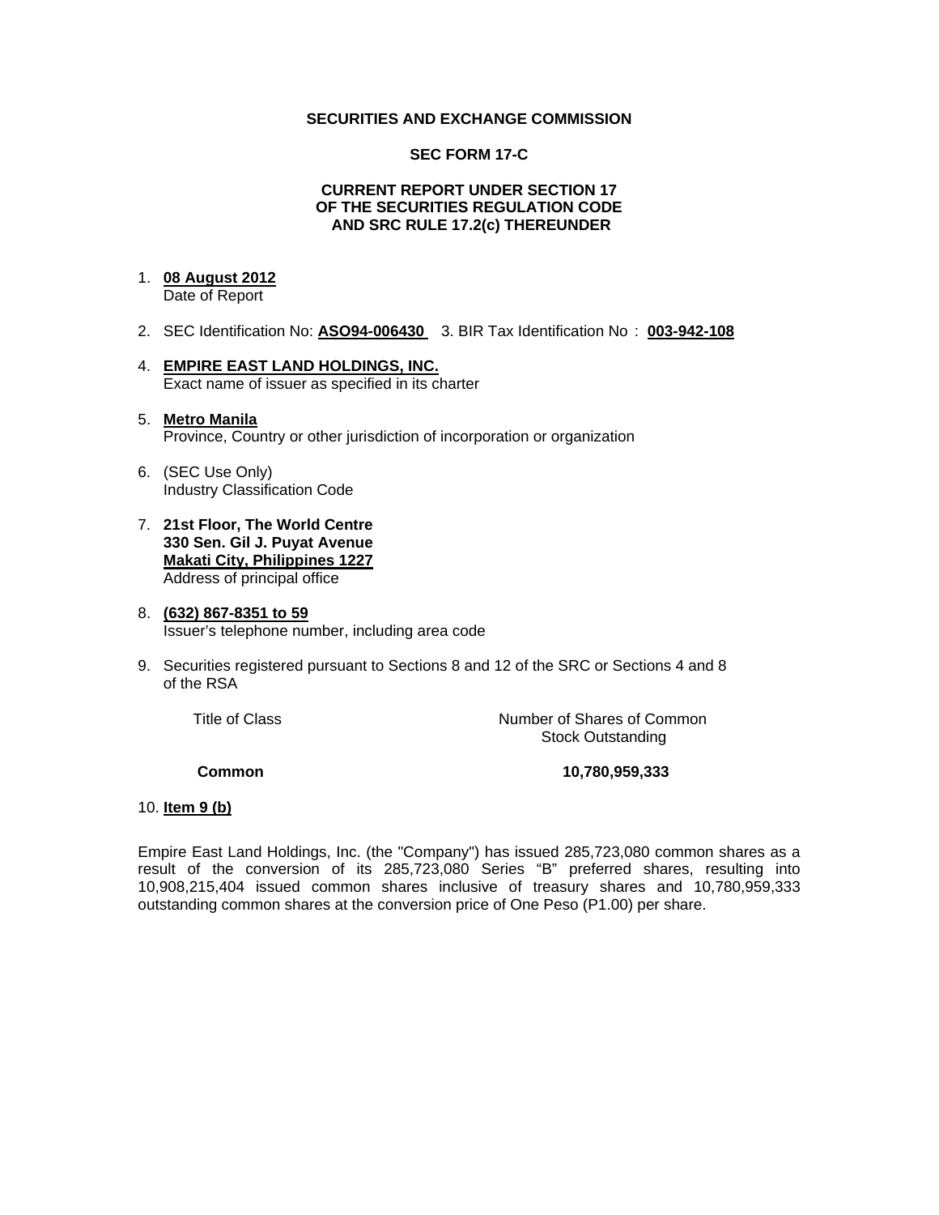**SECURITIES AND EXCHANGE COMMISSION**

**SEC FORM 17-C**

**CURRENT REPORT UNDER SECTION 17**
**OF THE SECURITIES REGULATION CODE**
**AND SRC RULE 17.2(c) THEREUNDER**

1. **08 August 2012**
   Date of Report

2. SEC Identification No: **ASO94-006430** 3. BIR Tax Identification No : **003-942-108**

4. **EMPIRE EAST LAND HOLDINGS, INC.**
   Exact name of issuer as specified in its charter

5. **Metro Manila**
   Province, Country or other jurisdiction of incorporation or organization

6. (SEC Use Only)
   Industry Classification Code

7. **21st Floor, The World Centre**
   **330 Sen. Gil J. Puyat Avenue**
   **Makati City, Philippines 1227**
   Address of principal office

8. **(632) 867-8351 to 59**
   Issuer's telephone number, including area code

9. Securities registered pursuant to Sections 8 and 12 of the SRC or Sections 4 and 8 of the RSA

| Title of Class | Number of Shares of Common Stock Outstanding |
|---|---|
| **Common** | **10,780,959,333** |

10. **Item 9 (b)**

Empire East Land Holdings, Inc. (the "Company") has issued 285,723,080 common shares as a result of the conversion of its 285,723,080 Series "B" preferred shares, resulting into 10,908,215,404 issued common shares inclusive of treasury shares and 10,780,959,333 outstanding common shares at the conversion price of One Peso (P1.00) per share.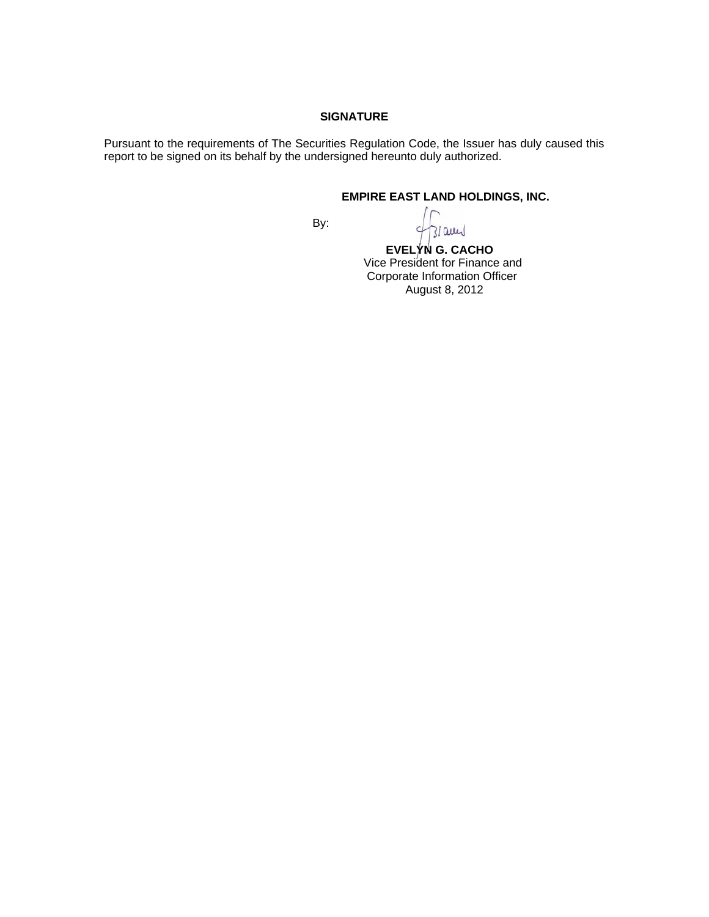## SIGNATURE

Pursuant to the requirements of The Securities Regulation Code, the Issuer has duly caused this report to be signed on its behalf by the undersigned hereunto duly authorized.

**EMPIRE EAST LAND HOLDINGS, INC.**

By:

**EVELYN G. CACHO**
Vice President for Finance and
Corporate Information Officer
August 8, 2012